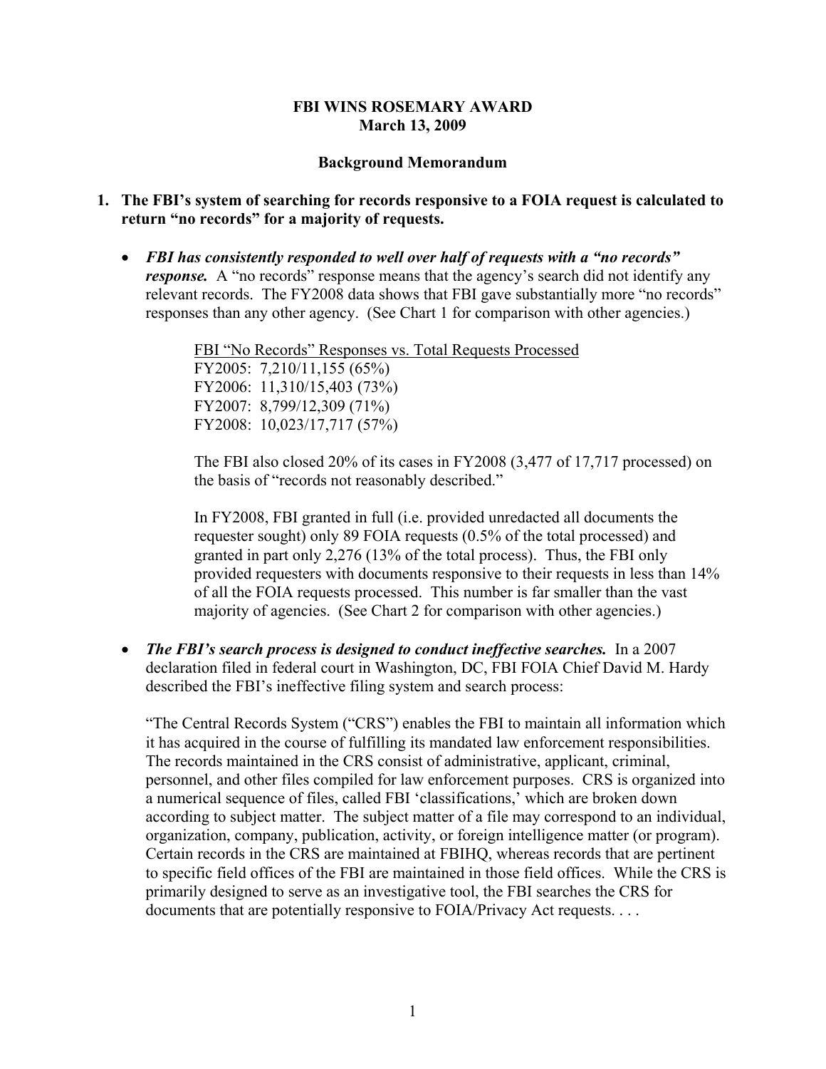**FBI WINS ROSEMARY AWARD**
**March 13, 2009**

**Background Memorandum**

1. **The FBI's system of searching for records responsive to a FOIA request is calculated to return "no records" for a majority of requests.**

   - ***FBI has consistently responded to well over half of requests with a "no records" response.*** A "no records" response means that the agency's search did not identify any relevant records. The FY2008 data shows that FBI gave substantially more "no records" responses than any other agency. (See Chart 1 for comparison with other agencies.)

     FBI "No Records" Responses vs. Total Requests Processed
     FY2005: 7,210/11,155 (65%)
     FY2006: 11,310/15,403 (73%)
     FY2007: 8,799/12,309 (71%)
     FY2008: 10,023/17,717 (57%)

     The FBI also closed 20% of its cases in FY2008 (3,477 of 17,717 processed) on the basis of "records not reasonably described."

     In FY2008, FBI granted in full (i.e. provided unredacted all documents the requester sought) only 89 FOIA requests (0.5% of the total processed) and granted in part only 2,276 (13% of the total process). Thus, the FBI only provided requesters with documents responsive to their requests in less than 14% of all the FOIA requests processed. This number is far smaller than the vast majority of agencies. (See Chart 2 for comparison with other agencies.)

   - ***The FBI's search process is designed to conduct ineffective searches.*** In a 2007 declaration filed in federal court in Washington, DC, FBI FOIA Chief David M. Hardy described the FBI's ineffective filing system and search process:

     "The Central Records System ("CRS") enables the FBI to maintain all information which it has acquired in the course of fulfilling its mandated law enforcement responsibilities. The records maintained in the CRS consist of administrative, applicant, criminal, personnel, and other files compiled for law enforcement purposes. CRS is organized into a numerical sequence of files, called FBI 'classifications,' which are broken down according to subject matter. The subject matter of a file may correspond to an individual, organization, company, publication, activity, or foreign intelligence matter (or program). Certain records in the CRS are maintained at FBIHQ, whereas records that are pertinent to specific field offices of the FBI are maintained in those field offices. While the CRS is primarily designed to serve as an investigative tool, the FBI searches the CRS for documents that are potentially responsive to FOIA/Privacy Act requests. . . .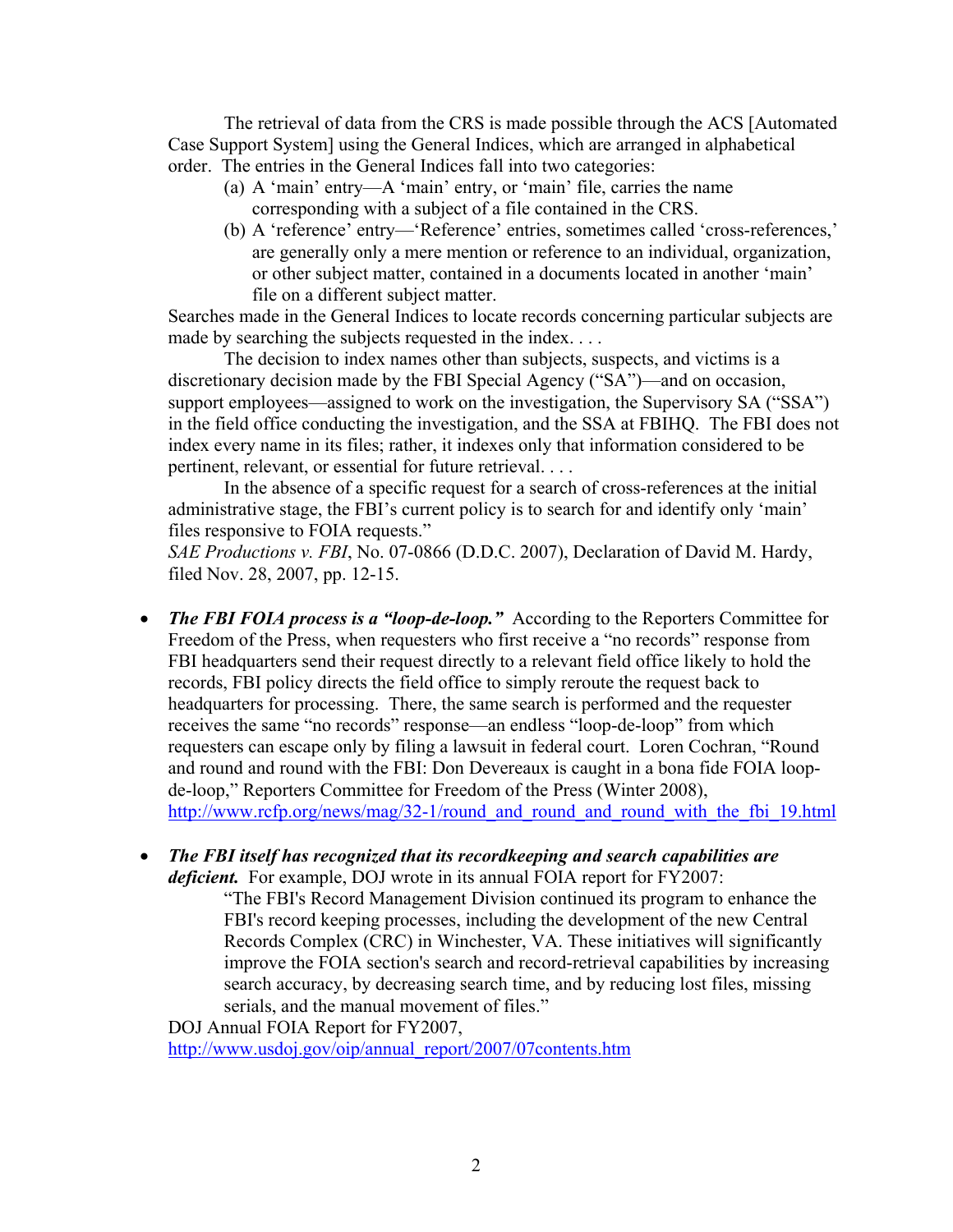The retrieval of data from the CRS is made possible through the ACS [Automated Case Support System] using the General Indices, which are arranged in alphabetical order. The entries in the General Indices fall into two categories:

(a) A 'main' entry—A 'main' entry, or 'main' file, carries the name corresponding with a subject of a file contained in the CRS.

(b) A 'reference' entry—'Reference' entries, sometimes called 'cross-references,' are generally only a mere mention or reference to an individual, organization, or other subject matter, contained in a documents located in another 'main' file on a different subject matter.

Searches made in the General Indices to locate records concerning particular subjects are made by searching the subjects requested in the index. . . .

The decision to index names other than subjects, suspects, and victims is a discretionary decision made by the FBI Special Agency ("SA")—and on occasion, support employees—assigned to work on the investigation, the Supervisory SA ("SSA") in the field office conducting the investigation, and the SSA at FBIHQ. The FBI does not index every name in its files; rather, it indexes only that information considered to be pertinent, relevant, or essential for future retrieval. . . .

In the absence of a specific request for a search of cross-references at the initial administrative stage, the FBI's current policy is to search for and identify only 'main' files responsive to FOIA requests."

*SAE Productions v. FBI*, No. 07-0866 (D.D.C. 2007), Declaration of David M. Hardy, filed Nov. 28, 2007, pp. 12-15.

- ***The FBI FOIA process is a "loop-de-loop."*** According to the Reporters Committee for Freedom of the Press, when requesters who first receive a "no records" response from FBI headquarters send their request directly to a relevant field office likely to hold the records, FBI policy directs the field office to simply reroute the request back to headquarters for processing. There, the same search is performed and the requester receives the same "no records" response—an endless "loop-de-loop" from which requesters can escape only by filing a lawsuit in federal court. Loren Cochran, "Round and round and round with the FBI: Don Devereaux is caught in a bona fide FOIA loop-de-loop," Reporters Committee for Freedom of the Press (Winter 2008), http://www.rcfp.org/news/mag/32-1/round_and_round_and_round_with_the_fbi_19.html

- ***The FBI itself has recognized that its recordkeeping and search capabilities are deficient.*** For example, DOJ wrote in its annual FOIA report for FY2007:

  "The FBI's Record Management Division continued its program to enhance the FBI's record keeping processes, including the development of the new Central Records Complex (CRC) in Winchester, VA. These initiatives will significantly improve the FOIA section's search and record-retrieval capabilities by increasing search accuracy, by decreasing search time, and by reducing lost files, missing serials, and the manual movement of files."

  DOJ Annual FOIA Report for FY2007, http://www.usdoj.gov/oip/annual_report/2007/07contents.htm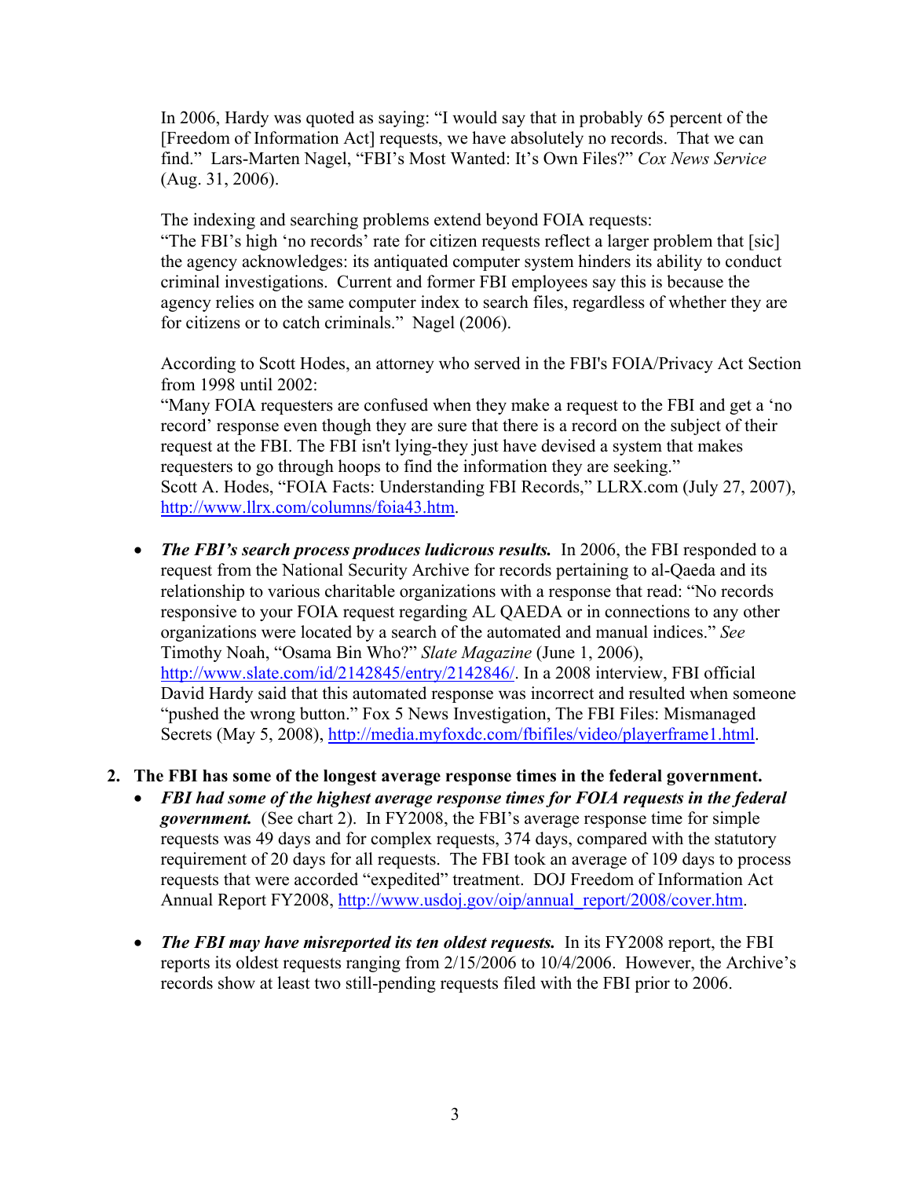In 2006, Hardy was quoted as saying: "I would say that in probably 65 percent of the [Freedom of Information Act] requests, we have absolutely no records. That we can find." Lars-Marten Nagel, "FBI's Most Wanted: It's Own Files?" *Cox News Service* (Aug. 31, 2006).

The indexing and searching problems extend beyond FOIA requests:
"The FBI's high 'no records' rate for citizen requests reflect a larger problem that [sic] the agency acknowledges: its antiquated computer system hinders its ability to conduct criminal investigations. Current and former FBI employees say this is because the agency relies on the same computer index to search files, regardless of whether they are for citizens or to catch criminals." Nagel (2006).

According to Scott Hodes, an attorney who served in the FBI's FOIA/Privacy Act Section from 1998 until 2002:
"Many FOIA requesters are confused when they make a request to the FBI and get a 'no record' response even though they are sure that there is a record on the subject of their request at the FBI. The FBI isn't lying-they just have devised a system that makes requesters to go through hoops to find the information they are seeking."
Scott A. Hodes, "FOIA Facts: Understanding FBI Records," LLRX.com (July 27, 2007), http://www.llrx.com/columns/foia43.htm.

- ***The FBI's search process produces ludicrous results.*** In 2006, the FBI responded to a request from the National Security Archive for records pertaining to al-Qaeda and its relationship to various charitable organizations with a response that read: "No records responsive to your FOIA request regarding AL QAEDA or in connections to any other organizations were located by a search of the automated and manual indices." *See* Timothy Noah, "Osama Bin Who?" *Slate Magazine* (June 1, 2006), http://www.slate.com/id/2142845/entry/2142846/. In a 2008 interview, FBI official David Hardy said that this automated response was incorrect and resulted when someone "pushed the wrong button." Fox 5 News Investigation, The FBI Files: Mismanaged Secrets (May 5, 2008), http://media.myfoxdc.com/fbifiles/video/playerframe1.html.

**2. The FBI has some of the longest average response times in the federal government.**

- ***FBI had some of the highest average response times for FOIA requests in the federal government.*** (See chart 2). In FY2008, the FBI's average response time for simple requests was 49 days and for complex requests, 374 days, compared with the statutory requirement of 20 days for all requests. The FBI took an average of 109 days to process requests that were accorded "expedited" treatment. DOJ Freedom of Information Act Annual Report FY2008, http://www.usdoj.gov/oip/annual_report/2008/cover.htm.

- ***The FBI may have misreported its ten oldest requests.*** In its FY2008 report, the FBI reports its oldest requests ranging from 2/15/2006 to 10/4/2006. However, the Archive's records show at least two still-pending requests filed with the FBI prior to 2006.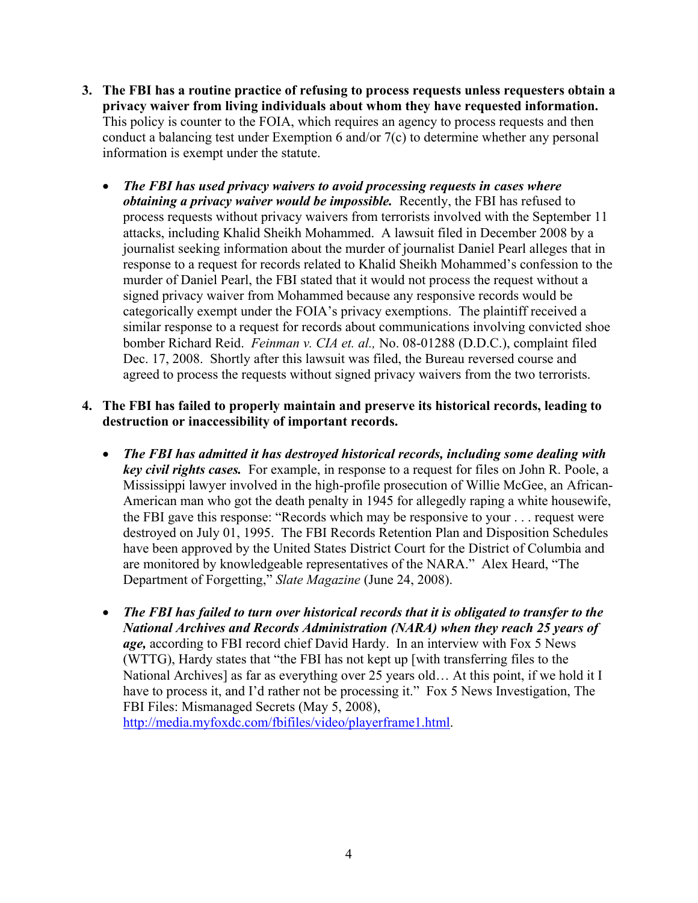3. **The FBI has a routine practice of refusing to process requests unless requesters obtain a privacy waiver from living individuals about whom they have requested information.** This policy is counter to the FOIA, which requires an agency to process requests and then conduct a balancing test under Exemption 6 and/or 7(c) to determine whether any personal information is exempt under the statute.

   - ***The FBI has used privacy waivers to avoid processing requests in cases where obtaining a privacy waiver would be impossible.*** Recently, the FBI has refused to process requests without privacy waivers from terrorists involved with the September 11 attacks, including Khalid Sheikh Mohammed. A lawsuit filed in December 2008 by a journalist seeking information about the murder of journalist Daniel Pearl alleges that in response to a request for records related to Khalid Sheikh Mohammed's confession to the murder of Daniel Pearl, the FBI stated that it would not process the request without a signed privacy waiver from Mohammed because any responsive records would be categorically exempt under the FOIA's privacy exemptions. The plaintiff received a similar response to a request for records about communications involving convicted shoe bomber Richard Reid. *Feinman v. CIA et. al.,* No. 08-01288 (D.D.C.), complaint filed Dec. 17, 2008. Shortly after this lawsuit was filed, the Bureau reversed course and agreed to process the requests without signed privacy waivers from the two terrorists.

4. **The FBI has failed to properly maintain and preserve its historical records, leading to destruction or inaccessibility of important records.**

   - ***The FBI has admitted it has destroyed historical records, including some dealing with key civil rights cases.*** For example, in response to a request for files on John R. Poole, a Mississippi lawyer involved in the high-profile prosecution of Willie McGee, an African-American man who got the death penalty in 1945 for allegedly raping a white housewife, the FBI gave this response: "Records which may be responsive to your . . . request were destroyed on July 01, 1995. The FBI Records Retention Plan and Disposition Schedules have been approved by the United States District Court for the District of Columbia and are monitored by knowledgeable representatives of the NARA." Alex Heard, "The Department of Forgetting," *Slate Magazine* (June 24, 2008).

   - ***The FBI has failed to turn over historical records that it is obligated to transfer to the National Archives and Records Administration (NARA) when they reach 25 years of age,*** according to FBI record chief David Hardy. In an interview with Fox 5 News (WTTG), Hardy states that "the FBI has not kept up [with transferring files to the National Archives] as far as everything over 25 years old… At this point, if we hold it I have to process it, and I'd rather not be processing it." Fox 5 News Investigation, The FBI Files: Mismanaged Secrets (May 5, 2008), http://media.myfoxdc.com/fbifiles/video/playerframe1.html.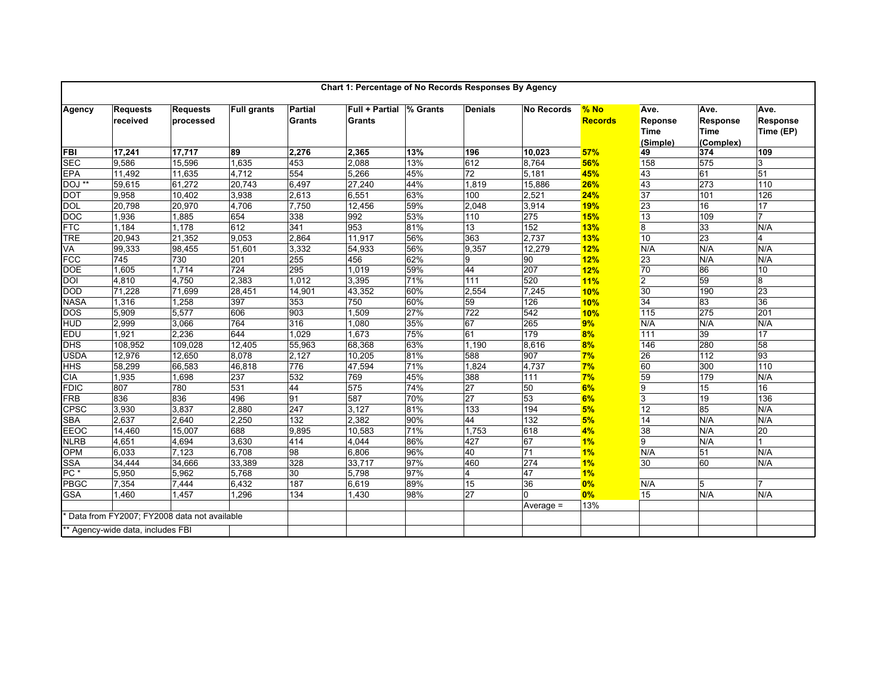**Chart 1: Percentage of No Records Responses By Agency**

| Agency | Requests received | Requests processed | Full grants | Partial Grants | Full + Partial Grants | % Grants | Denials | No Records | % No Records | Ave. Reponse Time (Simple) | Ave. Response Time (Complex) | Ave. Response Time (EP) |
|---|---|---|---|---|---|---|---|---|---|---|---|---|
| **FBI** | **17,241** | **17,717** | **89** | **2,276** | **2,365** | **13%** | **196** | **10,023** | **57%** | **49** | **374** | **109** |
| SEC | 9,586 | 15,596 | 1,635 | 453 | 2,088 | 13% | 612 | 8,764 | **56%** | 158 | 575 | 3 |
| EPA | 11,492 | 11,635 | 4,712 | 554 | 5,266 | 45% | 72 | 5,181 | **45%** | 43 | 61 | 51 |
| DOJ ** | 59,615 | 61,272 | 20,743 | 6,497 | 27,240 | 44% | 1,819 | 15,886 | **26%** | 43 | 273 | 110 |
| DOT | 9,958 | 10,402 | 3,938 | 2,613 | 6,551 | 63% | 100 | 2,521 | **24%** | 37 | 101 | 126 |
| DOL | 20,798 | 20,970 | 4,706 | 7,750 | 12,456 | 59% | 2,048 | 3,914 | **19%** | 23 | 16 | 17 |
| DOC | 1,936 | 1,885 | 654 | 338 | 992 | 53% | 110 | 275 | **15%** | 13 | 109 | 7 |
| FTC | 1,184 | 1,178 | 612 | 341 | 953 | 81% | 13 | 152 | **13%** | 8 | 33 | N/A |
| TRE | 20,943 | 21,352 | 9,053 | 2,864 | 11,917 | 56% | 363 | 2,737 | **13%** | 10 | 23 | 4 |
| VA | 99,333 | 98,455 | 51,601 | 3,332 | 54,933 | 56% | 9,357 | 12,279 | **12%** | N/A | N/A | N/A |
| FCC | 745 | 730 | 201 | 255 | 456 | 62% | 9 | 90 | **12%** | 23 | N/A | N/A |
| DOE | 1,605 | 1,714 | 724 | 295 | 1,019 | 59% | 44 | 207 | **12%** | 70 | 86 | 10 |
| DOI | 4,810 | 4,750 | 2,383 | 1,012 | 3,395 | 71% | 111 | 520 | **11%** | 2 | 59 | 8 |
| DOD | 71,228 | 71,699 | 28,451 | 14,901 | 43,352 | 60% | 2,554 | 7,245 | **10%** | 30 | 190 | 23 |
| NASA | 1,316 | 1,258 | 397 | 353 | 750 | 60% | 59 | 126 | **10%** | 34 | 83 | 36 |
| DOS | 5,909 | 5,577 | 606 | 903 | 1,509 | 27% | 722 | 542 | **10%** | 115 | 275 | 201 |
| HUD | 2,999 | 3,066 | 764 | 316 | 1,080 | 35% | 67 | 265 | **9%** | N/A | N/A | N/A |
| EDU | 1,921 | 2,236 | 644 | 1,029 | 1,673 | 75% | 61 | 179 | **8%** | 111 | 39 | 17 |
| DHS | 108,952 | 109,028 | 12,405 | 55,963 | 68,368 | 63% | 1,190 | 8,616 | **8%** | 146 | 280 | 58 |
| USDA | 12,976 | 12,650 | 8,078 | 2,127 | 10,205 | 81% | 588 | 907 | **7%** | 26 | 112 | 93 |
| HHS | 58,299 | 66,583 | 46,818 | 776 | 47,594 | 71% | 1,824 | 4,737 | **7%** | 60 | 300 | 110 |
| CIA | 1,935 | 1,698 | 237 | 532 | 769 | 45% | 388 | 111 | **7%** | 59 | 179 | N/A |
| FDIC | 807 | 780 | 531 | 44 | 575 | 74% | 27 | 50 | **6%** | 9 | 15 | 16 |
| FRB | 836 | 836 | 496 | 91 | 587 | 70% | 27 | 53 | **6%** | 3 | 19 | 136 |
| CPSC | 3,930 | 3,837 | 2,880 | 247 | 3,127 | 81% | 133 | 194 | **5%** | 12 | 85 | N/A |
| SBA | 2,637 | 2,640 | 2,250 | 132 | 2,382 | 90% | 44 | 132 | **5%** | 14 | N/A | N/A |
| EEOC | 14,460 | 15,007 | 688 | 9,895 | 10,583 | 71% | 1,753 | 618 | **4%** | 38 | N/A | 20 |
| NLRB | 4,651 | 4,694 | 3,630 | 414 | 4,044 | 86% | 427 | 67 | **1%** | 9 | N/A | 1 |
| OPM | 6,033 | 7,123 | 6,708 | 98 | 6,806 | 96% | 40 | 71 | **1%** | N/A | 51 | N/A |
| SSA | 34,444 | 34,666 | 33,389 | 328 | 33,717 | 97% | 460 | 274 | **1%** | 30 | 60 | N/A |
| PC * | 5,950 | 5,962 | 5,768 | 30 | 5,798 | 97% | 4 | 47 | **1%** | | | |
| PBGC | 7,354 | 7,444 | 6,432 | 187 | 6,619 | 89% | 15 | 36 | **0%** | N/A | 5 | 7 |
| GSA | 1,460 | 1,457 | 1,296 | 134 | 1,430 | 98% | 27 | 0 | **0%** | 15 | N/A | N/A |
| | | | | | | | | Average = | 13% | | | |

* Data from FY2007; FY2008 data not available

** Agency-wide data, includes FBI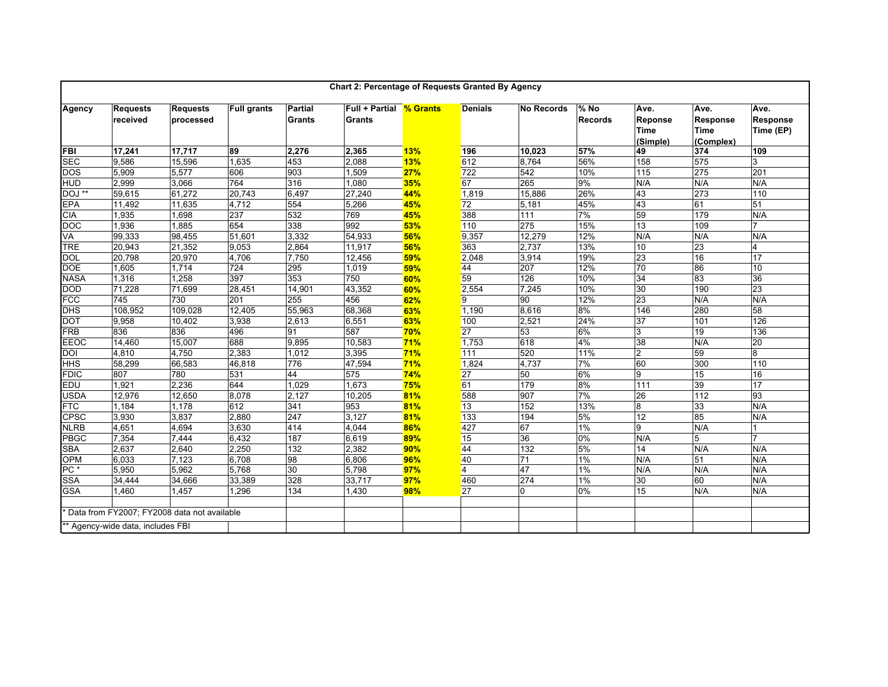**Chart 2: Percentage of Requests Granted By Agency**

| Agency | Requests received | Requests processed | Full grants | Partial Grants | Full + Partial Grants | % Grants | Denials | No Records | % No Records | Ave. Reponse Time (Simple) | Ave. Response Time (Complex) | Ave. Response Time (EP) |
|---|---|---|---|---|---|---|---|---|---|---|---|---|
| **FBI** | **17,241** | **17,717** | **89** | **2,276** | **2,365** | **13%** | **196** | **10,023** | **57%** | **49** | **374** | **109** |
| SEC | 9,586 | 15,596 | 1,635 | 453 | 2,088 | **13%** | 612 | 8,764 | 56% | 158 | 575 | 3 |
| DOS | 5,909 | 5,577 | 606 | 903 | 1,509 | **27%** | 722 | 542 | 10% | 115 | 275 | 201 |
| HUD | 2,999 | 3,066 | 764 | 316 | 1,080 | **35%** | 67 | 265 | 9% | N/A | N/A | N/A |
| DOJ ** | 59,615 | 61,272 | 20,743 | 6,497 | 27,240 | **44%** | 1,819 | 15,886 | 26% | 43 | 273 | 110 |
| EPA | 11,492 | 11,635 | 4,712 | 554 | 5,266 | **45%** | 72 | 5,181 | 45% | 43 | 61 | 51 |
| CIA | 1,935 | 1,698 | 237 | 532 | 769 | **45%** | 388 | 111 | 7% | 59 | 179 | N/A |
| DOC | 1,936 | 1,885 | 654 | 338 | 992 | **53%** | 110 | 275 | 15% | 13 | 109 | 7 |
| VA | 99,333 | 98,455 | 51,601 | 3,332 | 54,933 | **56%** | 9,357 | 12,279 | 12% | N/A | N/A | N/A |
| TRE | 20,943 | 21,352 | 9,053 | 2,864 | 11,917 | **56%** | 363 | 2,737 | 13% | 10 | 23 | 4 |
| DOL | 20,798 | 20,970 | 4,706 | 7,750 | 12,456 | **59%** | 2,048 | 3,914 | 19% | 23 | 16 | 17 |
| DOE | 1,605 | 1,714 | 724 | 295 | 1,019 | **59%** | 44 | 207 | 12% | 70 | 86 | 10 |
| NASA | 1,316 | 1,258 | 397 | 353 | 750 | **60%** | 59 | 126 | 10% | 34 | 83 | 36 |
| DOD | 71,228 | 71,699 | 28,451 | 14,901 | 43,352 | **60%** | 2,554 | 7,245 | 10% | 30 | 190 | 23 |
| FCC | 745 | 730 | 201 | 255 | 456 | **62%** | 9 | 90 | 12% | 23 | N/A | N/A |
| DHS | 108,952 | 109,028 | 12,405 | 55,963 | 68,368 | **63%** | 1,190 | 8,616 | 8% | 146 | 280 | 58 |
| DOT | 9,958 | 10,402 | 3,938 | 2,613 | 6,551 | **63%** | 100 | 2,521 | 24% | 37 | 101 | 126 |
| FRB | 836 | 836 | 496 | 91 | 587 | **70%** | 27 | 53 | 6% | 3 | 19 | 136 |
| EEOC | 14,460 | 15,007 | 688 | 9,895 | 10,583 | **71%** | 1,753 | 618 | 4% | 38 | N/A | 20 |
| DOI | 4,810 | 4,750 | 2,383 | 1,012 | 3,395 | **71%** | 111 | 520 | 11% | 2 | 59 | 8 |
| HHS | 58,299 | 66,583 | 46,818 | 776 | 47,594 | **71%** | 1,824 | 4,737 | 7% | 60 | 300 | 110 |
| FDIC | 807 | 780 | 531 | 44 | 575 | **74%** | 27 | 50 | 6% | 9 | 15 | 16 |
| EDU | 1,921 | 2,236 | 644 | 1,029 | 1,673 | **75%** | 61 | 179 | 8% | 111 | 39 | 17 |
| USDA | 12,976 | 12,650 | 8,078 | 2,127 | 10,205 | **81%** | 588 | 907 | 7% | 26 | 112 | 93 |
| FTC | 1,184 | 1,178 | 612 | 341 | 953 | **81%** | 13 | 152 | 13% | 8 | 33 | N/A |
| CPSC | 3,930 | 3,837 | 2,880 | 247 | 3,127 | **81%** | 133 | 194 | 5% | 12 | 85 | N/A |
| NLRB | 4,651 | 4,694 | 3,630 | 414 | 4,044 | **86%** | 427 | 67 | 1% | 9 | N/A | 1 |
| PBGC | 7,354 | 7,444 | 6,432 | 187 | 6,619 | **89%** | 15 | 36 | 0% | N/A | 5 | 7 |
| SBA | 2,637 | 2,640 | 2,250 | 132 | 2,382 | **90%** | 44 | 132 | 5% | 14 | N/A | N/A |
| OPM | 6,033 | 7,123 | 6,708 | 98 | 6,806 | **96%** | 40 | 71 | 1% | N/A | 51 | N/A |
| PC * | 5,950 | 5,962 | 5,768 | 30 | 5,798 | **97%** | 4 | 47 | 1% | N/A | N/A | N/A |
| SSA | 34,444 | 34,666 | 33,389 | 328 | 33,717 | **97%** | 460 | 274 | 1% | 30 | 60 | N/A |
| GSA | 1,460 | 1,457 | 1,296 | 134 | 1,430 | **98%** | 27 | 0 | 0% | 15 | N/A | N/A |

\* Data from FY2007; FY2008 data not available

** Agency-wide data, includes FBI